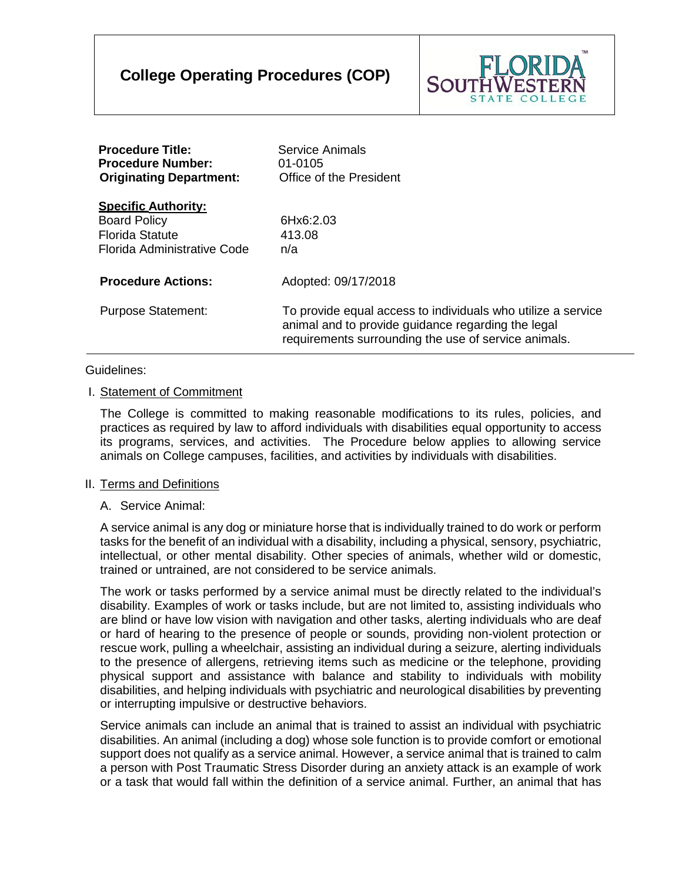# College Operating Procedures (COP)

FLORIDA SOUTHWESTERN STATE COLLEGE

| | |
|---|---|
| **Procedure Title:** | Service Animals |
| **Procedure Number:** | 01-0105 |
| **Originating Department:** | Office of the President |
| **Specific Authority:** | |
| Board Policy | 6Hx6:2.03 |
| Florida Statute | 413.08 |
| Florida Administrative Code | n/a |
| **Procedure Actions:** | Adopted: 09/17/2018 |
| Purpose Statement: | To provide equal access to individuals who utilize a service animal and to provide guidance regarding the legal requirements surrounding the use of service animals. |

Guidelines:

## I. Statement of Commitment

The College is committed to making reasonable modifications to its rules, policies, and practices as required by law to afford individuals with disabilities equal opportunity to access its programs, services, and activities. The Procedure below applies to allowing service animals on College campuses, facilities, and activities by individuals with disabilities.

## II. Terms and Definitions

A. Service Animal:

A service animal is any dog or miniature horse that is individually trained to do work or perform tasks for the benefit of an individual with a disability, including a physical, sensory, psychiatric, intellectual, or other mental disability. Other species of animals, whether wild or domestic, trained or untrained, are not considered to be service animals.

The work or tasks performed by a service animal must be directly related to the individual's disability. Examples of work or tasks include, but are not limited to, assisting individuals who are blind or have low vision with navigation and other tasks, alerting individuals who are deaf or hard of hearing to the presence of people or sounds, providing non-violent protection or rescue work, pulling a wheelchair, assisting an individual during a seizure, alerting individuals to the presence of allergens, retrieving items such as medicine or the telephone, providing physical support and assistance with balance and stability to individuals with mobility disabilities, and helping individuals with psychiatric and neurological disabilities by preventing or interrupting impulsive or destructive behaviors.

Service animals can include an animal that is trained to assist an individual with psychiatric disabilities. An animal (including a dog) whose sole function is to provide comfort or emotional support does not qualify as a service animal. However, a service animal that is trained to calm a person with Post Traumatic Stress Disorder during an anxiety attack is an example of work or a task that would fall within the definition of a service animal. Further, an animal that has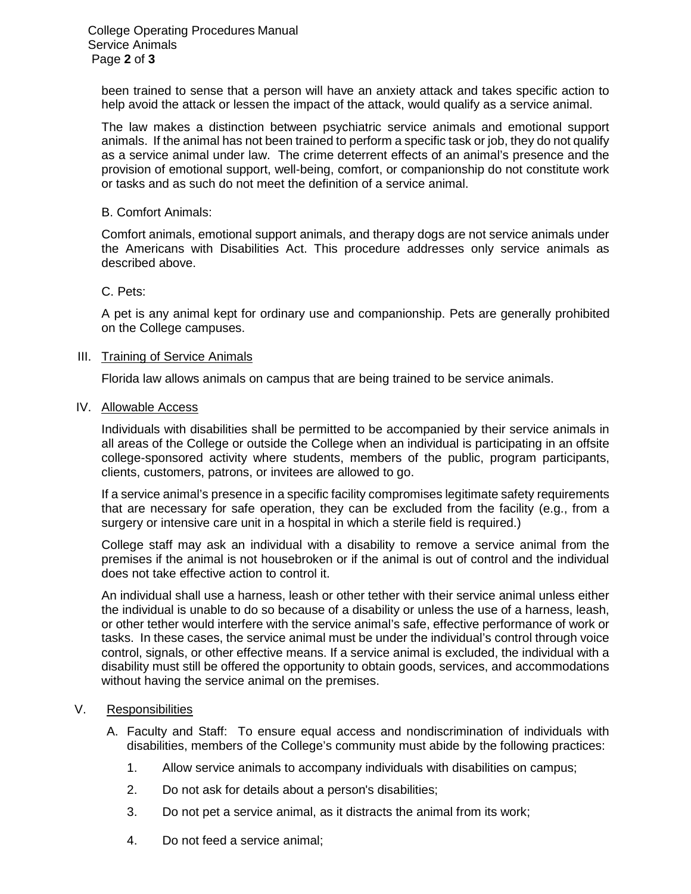been trained to sense that a person will have an anxiety attack and takes specific action to help avoid the attack or lessen the impact of the attack, would qualify as a service animal.

The law makes a distinction between psychiatric service animals and emotional support animals. If the animal has not been trained to perform a specific task or job, they do not qualify as a service animal under law. The crime deterrent effects of an animal's presence and the provision of emotional support, well-being, comfort, or companionship do not constitute work or tasks and as such do not meet the definition of a service animal.

B. Comfort Animals:

Comfort animals, emotional support animals, and therapy dogs are not service animals under the Americans with Disabilities Act. This procedure addresses only service animals as described above.

C. Pets:

A pet is any animal kept for ordinary use and companionship. Pets are generally prohibited on the College campuses.

## III. Training of Service Animals

Florida law allows animals on campus that are being trained to be service animals.

## IV. Allowable Access

Individuals with disabilities shall be permitted to be accompanied by their service animals in all areas of the College or outside the College when an individual is participating in an offsite college-sponsored activity where students, members of the public, program participants, clients, customers, patrons, or invitees are allowed to go.

If a service animal's presence in a specific facility compromises legitimate safety requirements that are necessary for safe operation, they can be excluded from the facility (e.g., from a surgery or intensive care unit in a hospital in which a sterile field is required.)

College staff may ask an individual with a disability to remove a service animal from the premises if the animal is not housebroken or if the animal is out of control and the individual does not take effective action to control it.

An individual shall use a harness, leash or other tether with their service animal unless either the individual is unable to do so because of a disability or unless the use of a harness, leash, or other tether would interfere with the service animal's safe, effective performance of work or tasks. In these cases, the service animal must be under the individual's control through voice control, signals, or other effective means. If a service animal is excluded, the individual with a disability must still be offered the opportunity to obtain goods, services, and accommodations without having the service animal on the premises.

## V. Responsibilities

A. Faculty and Staff: To ensure equal access and nondiscrimination of individuals with disabilities, members of the College's community must abide by the following practices:

1. Allow service animals to accompany individuals with disabilities on campus;
2. Do not ask for details about a person's disabilities;
3. Do not pet a service animal, as it distracts the animal from its work;
4. Do not feed a service animal;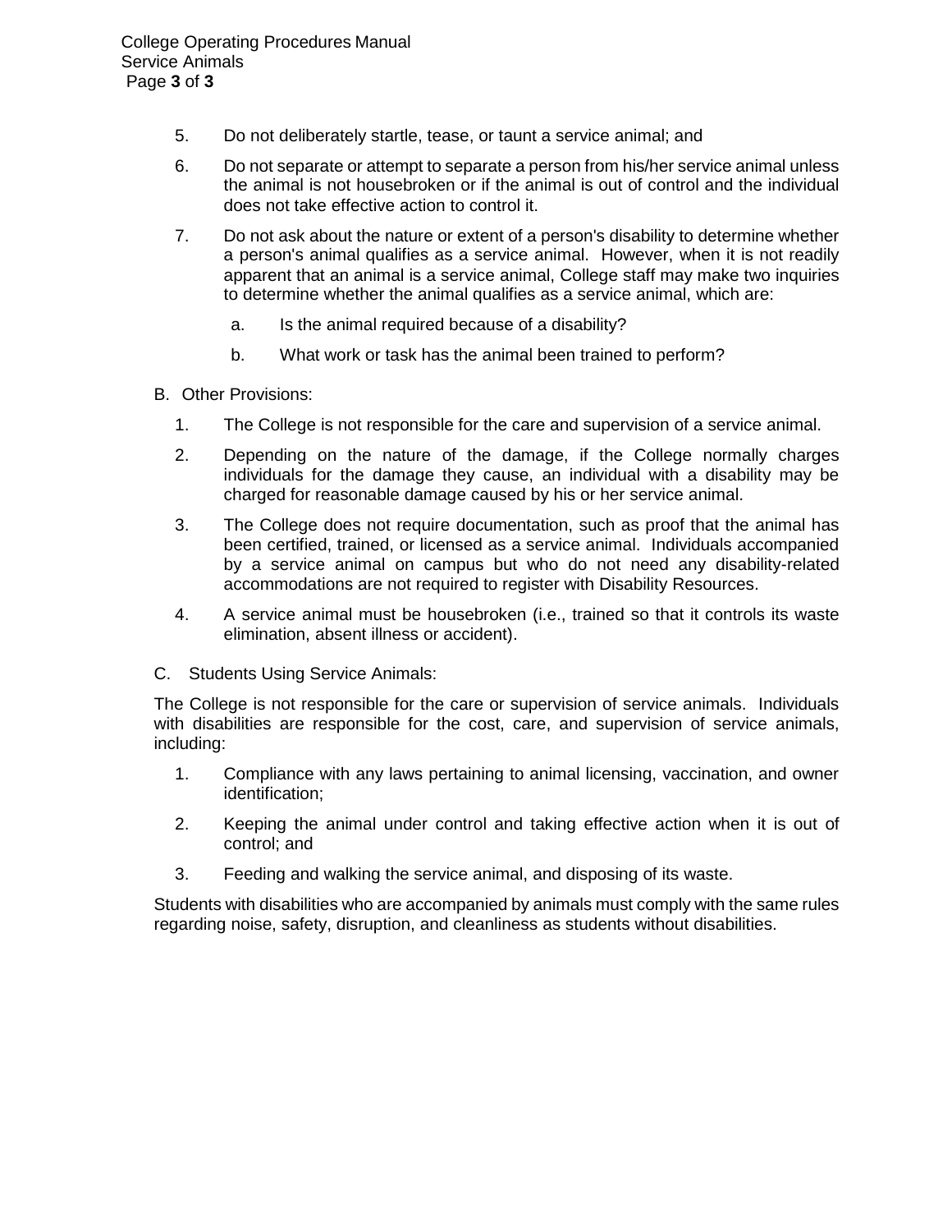5. Do not deliberately startle, tease, or taunt a service animal; and

6. Do not separate or attempt to separate a person from his/her service animal unless the animal is not housebroken or if the animal is out of control and the individual does not take effective action to control it.

7. Do not ask about the nature or extent of a person's disability to determine whether a person's animal qualifies as a service animal. However, when it is not readily apparent that an animal is a service animal, College staff may make two inquiries to determine whether the animal qualifies as a service animal, which are:

   a. Is the animal required because of a disability?

   b. What work or task has the animal been trained to perform?

B. Other Provisions:

1. The College is not responsible for the care and supervision of a service animal.

2. Depending on the nature of the damage, if the College normally charges individuals for the damage they cause, an individual with a disability may be charged for reasonable damage caused by his or her service animal.

3. The College does not require documentation, such as proof that the animal has been certified, trained, or licensed as a service animal. Individuals accompanied by a service animal on campus but who do not need any disability-related accommodations are not required to register with Disability Resources.

4. A service animal must be housebroken (i.e., trained so that it controls its waste elimination, absent illness or accident).

C. Students Using Service Animals:

The College is not responsible for the care or supervision of service animals. Individuals with disabilities are responsible for the cost, care, and supervision of service animals, including:

1. Compliance with any laws pertaining to animal licensing, vaccination, and owner identification;

2. Keeping the animal under control and taking effective action when it is out of control; and

3. Feeding and walking the service animal, and disposing of its waste.

Students with disabilities who are accompanied by animals must comply with the same rules regarding noise, safety, disruption, and cleanliness as students without disabilities.